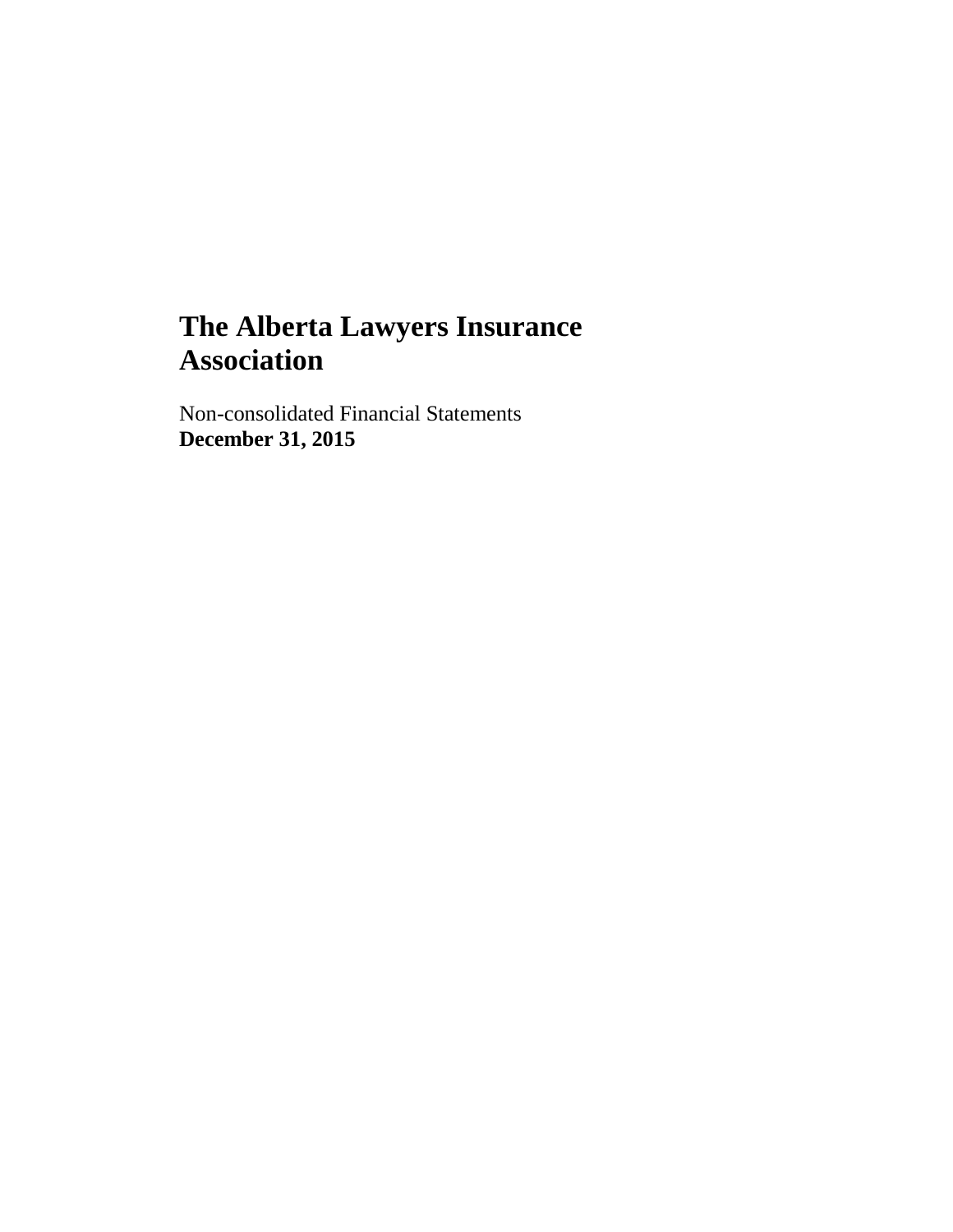# The Alberta Lawyers Insurance Association

Non-consolidated Financial Statements
**December 31, 2015**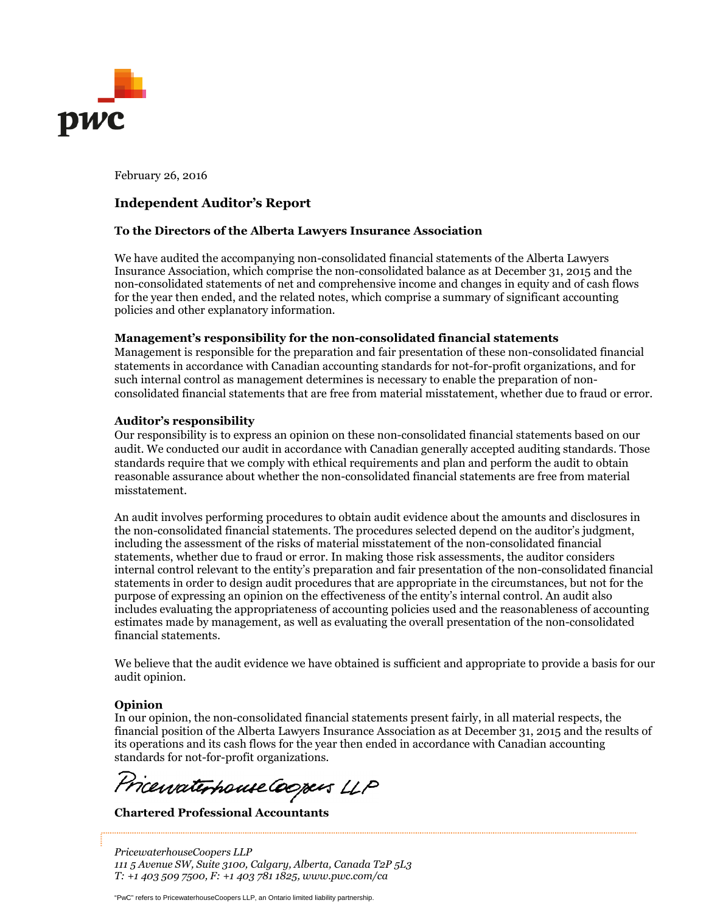February 26, 2016

## Independent Auditor's Report

**To the Directors of the Alberta Lawyers Insurance Association**

We have audited the accompanying non-consolidated financial statements of the Alberta Lawyers Insurance Association, which comprise the non-consolidated balance as at December 31, 2015 and the non-consolidated statements of net and comprehensive income and changes in equity and of cash flows for the year then ended, and the related notes, which comprise a summary of significant accounting policies and other explanatory information.

**Management's responsibility for the non-consolidated financial statements**

Management is responsible for the preparation and fair presentation of these non-consolidated financial statements in accordance with Canadian accounting standards for not-for-profit organizations, and for such internal control as management determines is necessary to enable the preparation of non-consolidated financial statements that are free from material misstatement, whether due to fraud or error.

**Auditor's responsibility**

Our responsibility is to express an opinion on these non-consolidated financial statements based on our audit. We conducted our audit in accordance with Canadian generally accepted auditing standards. Those standards require that we comply with ethical requirements and plan and perform the audit to obtain reasonable assurance about whether the non-consolidated financial statements are free from material misstatement.

An audit involves performing procedures to obtain audit evidence about the amounts and disclosures in the non-consolidated financial statements. The procedures selected depend on the auditor's judgment, including the assessment of the risks of material misstatement of the non-consolidated financial statements, whether due to fraud or error. In making those risk assessments, the auditor considers internal control relevant to the entity's preparation and fair presentation of the non-consolidated financial statements in order to design audit procedures that are appropriate in the circumstances, but not for the purpose of expressing an opinion on the effectiveness of the entity's internal control. An audit also includes evaluating the appropriateness of accounting policies used and the reasonableness of accounting estimates made by management, as well as evaluating the overall presentation of the non-consolidated financial statements.

We believe that the audit evidence we have obtained is sufficient and appropriate to provide a basis for our audit opinion.

**Opinion**

In our opinion, the non-consolidated financial statements present fairly, in all material respects, the financial position of the Alberta Lawyers Insurance Association as at December 31, 2015 and the results of its operations and its cash flows for the year then ended in accordance with Canadian accounting standards for not-for-profit organizations.

PricewaterhouseCoopers LLP

**Chartered Professional Accountants**

*PricewaterhouseCoopers LLP*
*111 5 Avenue SW, Suite 3100, Calgary, Alberta, Canada T2P 5L3*
*T: +1 403 509 7500, F: +1 403 781 1825, www.pwc.com/ca*

"PwC" refers to PricewaterhouseCoopers LLP, an Ontario limited liability partnership.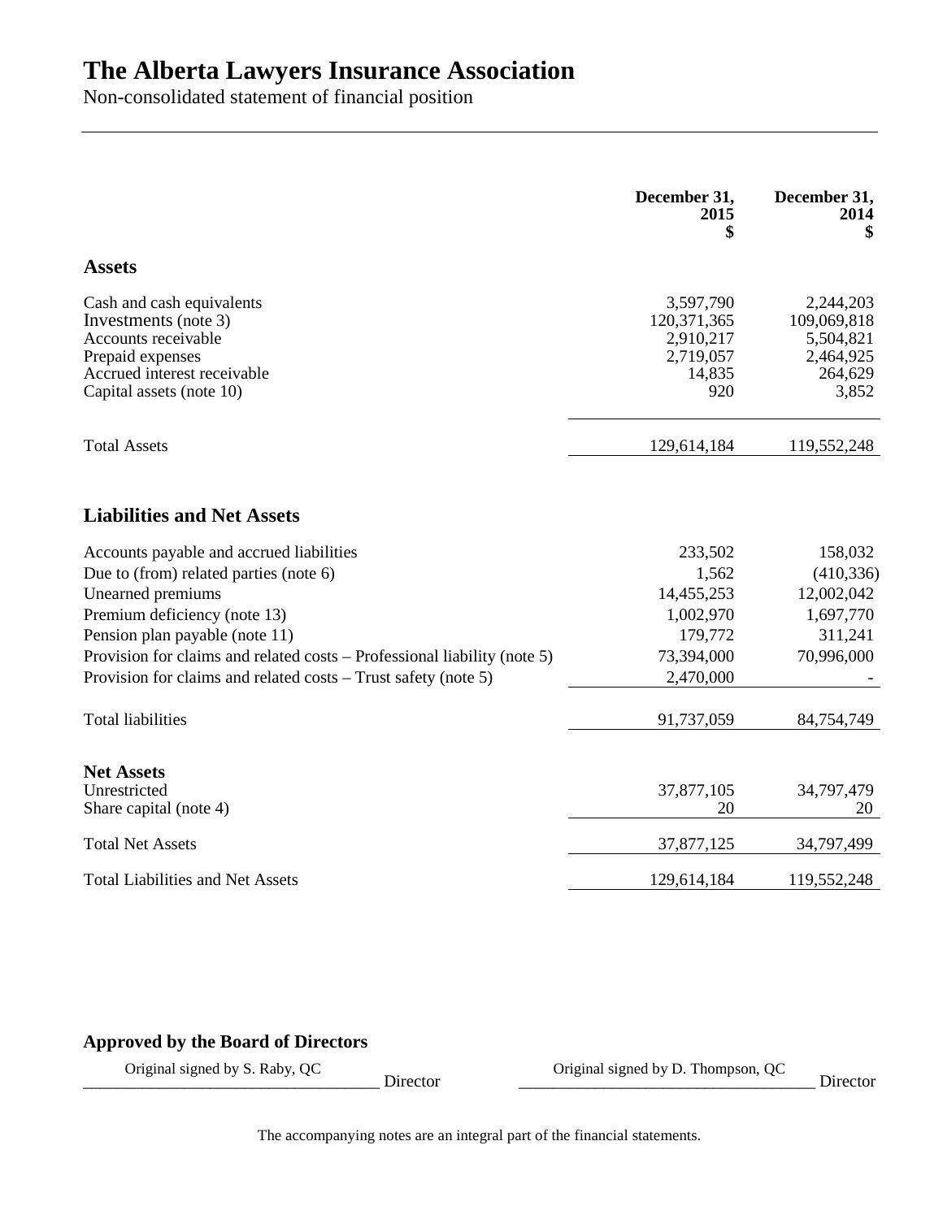# The Alberta Lawyers Insurance Association

Non-consolidated statement of financial position

| | December 31, 2015 $ | December 31, 2014 $ |
|---|---|---|
| **Assets** | | |
| Cash and cash equivalents | 3,597,790 | 2,244,203 |
| Investments (note 3) | 120,371,365 | 109,069,818 |
| Accounts receivable | 2,910,217 | 5,504,821 |
| Prepaid expenses | 2,719,057 | 2,464,925 |
| Accrued interest receivable | 14,835 | 264,629 |
| Capital assets (note 10) | 920 | 3,852 |
| Total Assets | 129,614,184 | 119,552,248 |
| **Liabilities and Net Assets** | | |
| Accounts payable and accrued liabilities | 233,502 | 158,032 |
| Due to (from) related parties (note 6) | 1,562 | (410,336) |
| Unearned premiums | 14,455,253 | 12,002,042 |
| Premium deficiency (note 13) | 1,002,970 | 1,697,770 |
| Pension plan payable (note 11) | 179,772 | 311,241 |
| Provision for claims and related costs – Professional liability (note 5) | 73,394,000 | 70,996,000 |
| Provision for claims and related costs – Trust safety (note 5) | 2,470,000 | - |
| Total liabilities | 91,737,059 | 84,754,749 |
| **Net Assets** | | |
| Unrestricted | 37,877,105 | 34,797,479 |
| Share capital (note 4) | 20 | 20 |
| Total Net Assets | 37,877,125 | 34,797,499 |
| Total Liabilities and Net Assets | 129,614,184 | 119,552,248 |

**Approved by the Board of Directors**

Original signed by S. Raby, QC ____________________ Director

Original signed by D. Thompson, QC ____________________ Director

The accompanying notes are an integral part of the financial statements.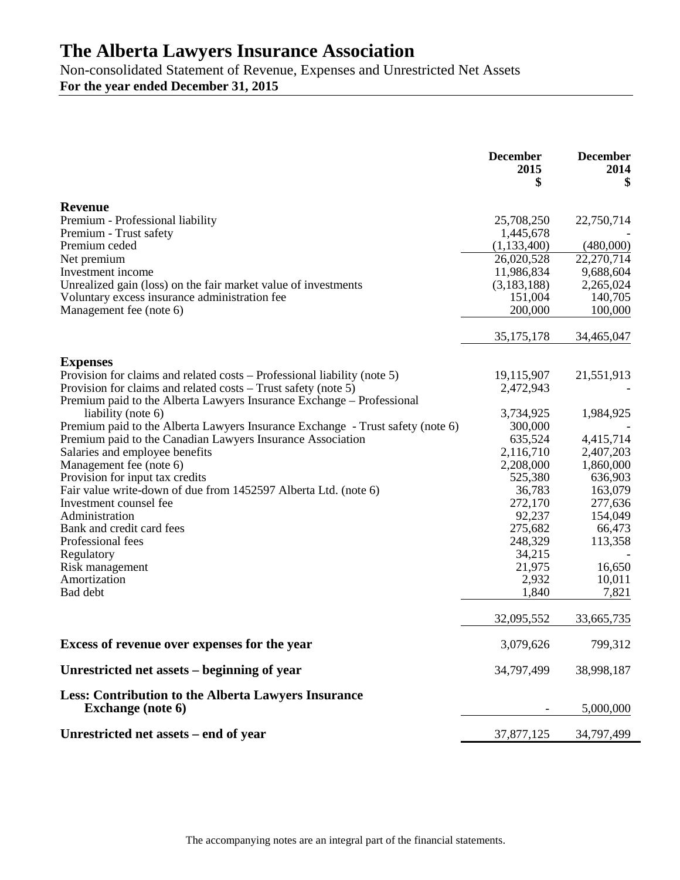# The Alberta Lawyers Insurance Association

Non-consolidated Statement of Revenue, Expenses and Unrestricted Net Assets

**For the year ended December 31, 2015**

| | December 2015 $ | December 2014 $ |
|---|---:|---:|
| **Revenue** | | |
| Premium - Professional liability | 25,708,250 | 22,750,714 |
| Premium - Trust safety | 1,445,678 | - |
| Premium ceded | (1,133,400) | (480,000) |
| Net premium | 26,020,528 | 22,270,714 |
| Investment income | 11,986,834 | 9,688,604 |
| Unrealized gain (loss) on the fair market value of investments | (3,183,188) | 2,265,024 |
| Voluntary excess insurance administration fee | 151,004 | 140,705 |
| Management fee (note 6) | 200,000 | 100,000 |
| | 35,175,178 | 34,465,047 |
| **Expenses** | | |
| Provision for claims and related costs – Professional liability (note 5) | 19,115,907 | 21,551,913 |
| Provision for claims and related costs – Trust safety (note 5) | 2,472,943 | - |
| Premium paid to the Alberta Lawyers Insurance Exchange – Professional liability (note 6) | 3,734,925 | 1,984,925 |
| Premium paid to the Alberta Lawyers Insurance Exchange - Trust safety (note 6) | 300,000 | - |
| Premium paid to the Canadian Lawyers Insurance Association | 635,524 | 4,415,714 |
| Salaries and employee benefits | 2,116,710 | 2,407,203 |
| Management fee (note 6) | 2,208,000 | 1,860,000 |
| Provision for input tax credits | 525,380 | 636,903 |
| Fair value write-down of due from 1452597 Alberta Ltd. (note 6) | 36,783 | 163,079 |
| Investment counsel fee | 272,170 | 277,636 |
| Administration | 92,237 | 154,049 |
| Bank and credit card fees | 275,682 | 66,473 |
| Professional fees | 248,329 | 113,358 |
| Regulatory | 34,215 | - |
| Risk management | 21,975 | 16,650 |
| Amortization | 2,932 | 10,011 |
| Bad debt | 1,840 | 7,821 |
| | 32,095,552 | 33,665,735 |
| **Excess of revenue over expenses for the year** | 3,079,626 | 799,312 |
| **Unrestricted net assets – beginning of year** | 34,797,499 | 38,998,187 |
| **Less: Contribution to the Alberta Lawyers Insurance Exchange (note 6)** | - | 5,000,000 |
| **Unrestricted net assets – end of year** | 37,877,125 | 34,797,499 |

The accompanying notes are an integral part of the financial statements.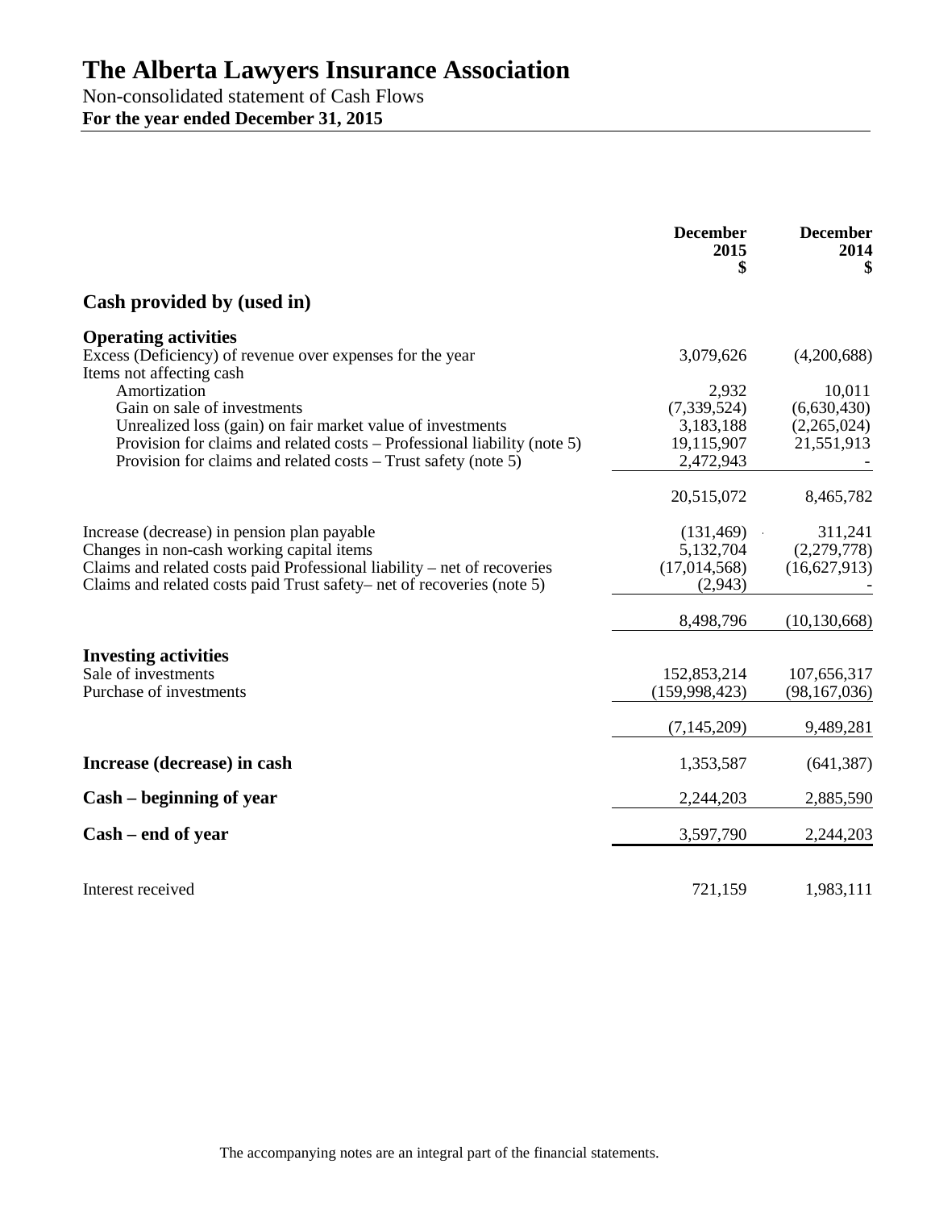# The Alberta Lawyers Insurance Association

Non-consolidated statement of Cash Flows

**For the year ended December 31, 2015**

| | December 2015 $ | December 2014 $ |
|---|---|---|
| **Cash provided by (used in)** | | |
| **Operating activities** | | |
| Excess (Deficiency) of revenue over expenses for the year | 3,079,626 | (4,200,688) |
| Items not affecting cash | | |
| Amortization | 2,932 | 10,011 |
| Gain on sale of investments | (7,339,524) | (6,630,430) |
| Unrealized loss (gain) on fair market value of investments | 3,183,188 | (2,265,024) |
| Provision for claims and related costs – Professional liability (note 5) | 19,115,907 | 21,551,913 |
| Provision for claims and related costs – Trust safety (note 5) | 2,472,943 | - |
| | 20,515,072 | 8,465,782 |
| Increase (decrease) in pension plan payable | (131,469) | 311,241 |
| Changes in non-cash working capital items | 5,132,704 | (2,279,778) |
| Claims and related costs paid Professional liability – net of recoveries | (17,014,568) | (16,627,913) |
| Claims and related costs paid Trust safety– net of recoveries (note 5) | (2,943) | - |
| | 8,498,796 | (10,130,668) |
| **Investing activities** | | |
| Sale of investments | 152,853,214 | 107,656,317 |
| Purchase of investments | (159,998,423) | (98,167,036) |
| | (7,145,209) | 9,489,281 |
| **Increase (decrease) in cash** | 1,353,587 | (641,387) |
| **Cash – beginning of year** | 2,244,203 | 2,885,590 |
| **Cash – end of year** | 3,597,790 | 2,244,203 |
| Interest received | 721,159 | 1,983,111 |

The accompanying notes are an integral part of the financial statements.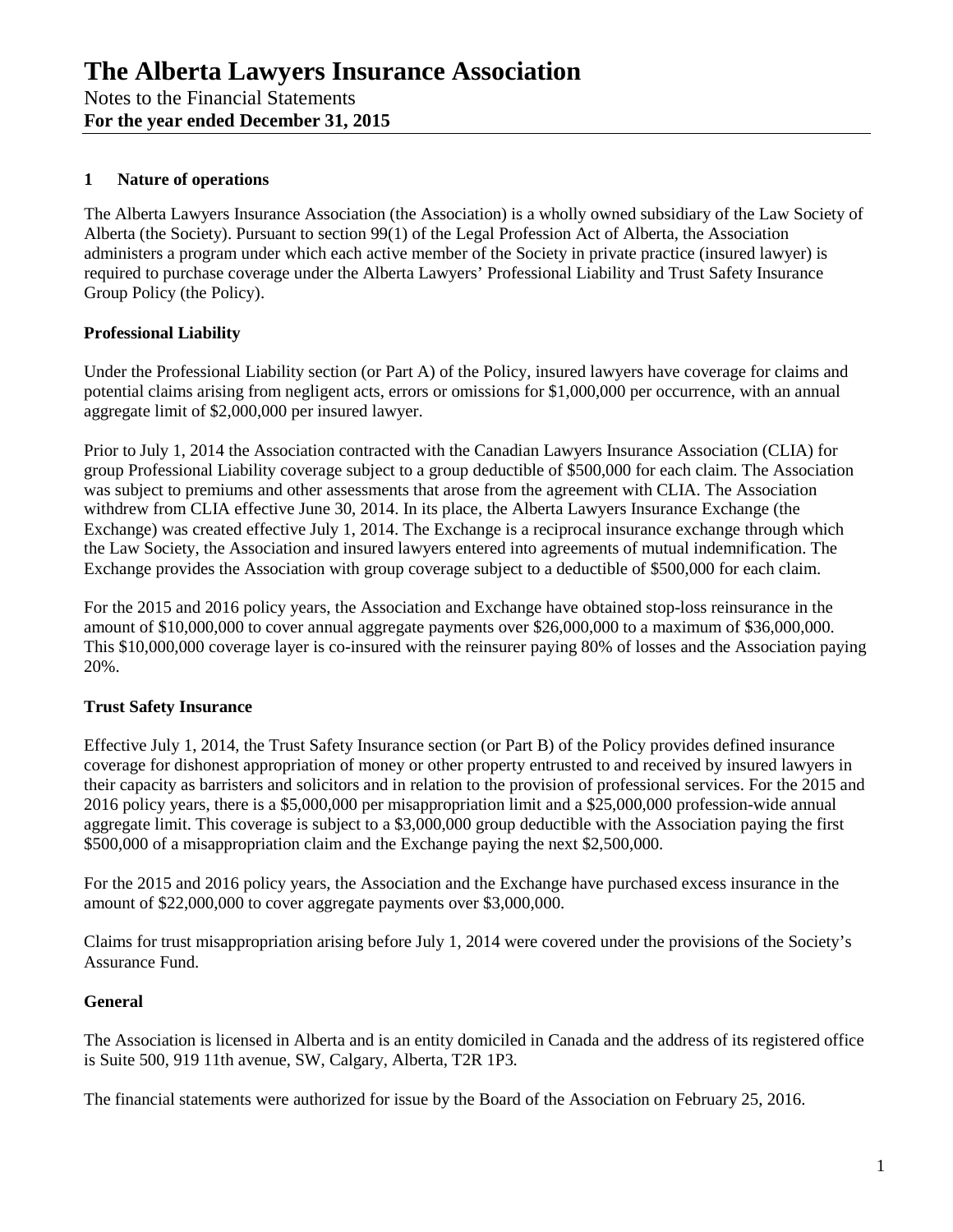# The Alberta Lawyers Insurance Association

Notes to the Financial Statements
**For the year ended December 31, 2015**

## 1 Nature of operations

The Alberta Lawyers Insurance Association (the Association) is a wholly owned subsidiary of the Law Society of Alberta (the Society). Pursuant to section 99(1) of the Legal Profession Act of Alberta, the Association administers a program under which each active member of the Society in private practice (insured lawyer) is required to purchase coverage under the Alberta Lawyers' Professional Liability and Trust Safety Insurance Group Policy (the Policy).

### Professional Liability

Under the Professional Liability section (or Part A) of the Policy, insured lawyers have coverage for claims and potential claims arising from negligent acts, errors or omissions for $1,000,000 per occurrence, with an annual aggregate limit of $2,000,000 per insured lawyer.

Prior to July 1, 2014 the Association contracted with the Canadian Lawyers Insurance Association (CLIA) for group Professional Liability coverage subject to a group deductible of $500,000 for each claim. The Association was subject to premiums and other assessments that arose from the agreement with CLIA. The Association withdrew from CLIA effective June 30, 2014. In its place, the Alberta Lawyers Insurance Exchange (the Exchange) was created effective July 1, 2014. The Exchange is a reciprocal insurance exchange through which the Law Society, the Association and insured lawyers entered into agreements of mutual indemnification. The Exchange provides the Association with group coverage subject to a deductible of $500,000 for each claim.

For the 2015 and 2016 policy years, the Association and Exchange have obtained stop-loss reinsurance in the amount of $10,000,000 to cover annual aggregate payments over $26,000,000 to a maximum of $36,000,000. This $10,000,000 coverage layer is co-insured with the reinsurer paying 80% of losses and the Association paying 20%.

### Trust Safety Insurance

Effective July 1, 2014, the Trust Safety Insurance section (or Part B) of the Policy provides defined insurance coverage for dishonest appropriation of money or other property entrusted to and received by insured lawyers in their capacity as barristers and solicitors and in relation to the provision of professional services. For the 2015 and 2016 policy years, there is a $5,000,000 per misappropriation limit and a $25,000,000 profession-wide annual aggregate limit. This coverage is subject to a $3,000,000 group deductible with the Association paying the first $500,000 of a misappropriation claim and the Exchange paying the next $2,500,000.

For the 2015 and 2016 policy years, the Association and the Exchange have purchased excess insurance in the amount of $22,000,000 to cover aggregate payments over $3,000,000.

Claims for trust misappropriation arising before July 1, 2014 were covered under the provisions of the Society's Assurance Fund.

### General

The Association is licensed in Alberta and is an entity domiciled in Canada and the address of its registered office is Suite 500, 919 11th avenue, SW, Calgary, Alberta, T2R 1P3.

The financial statements were authorized for issue by the Board of the Association on February 25, 2016.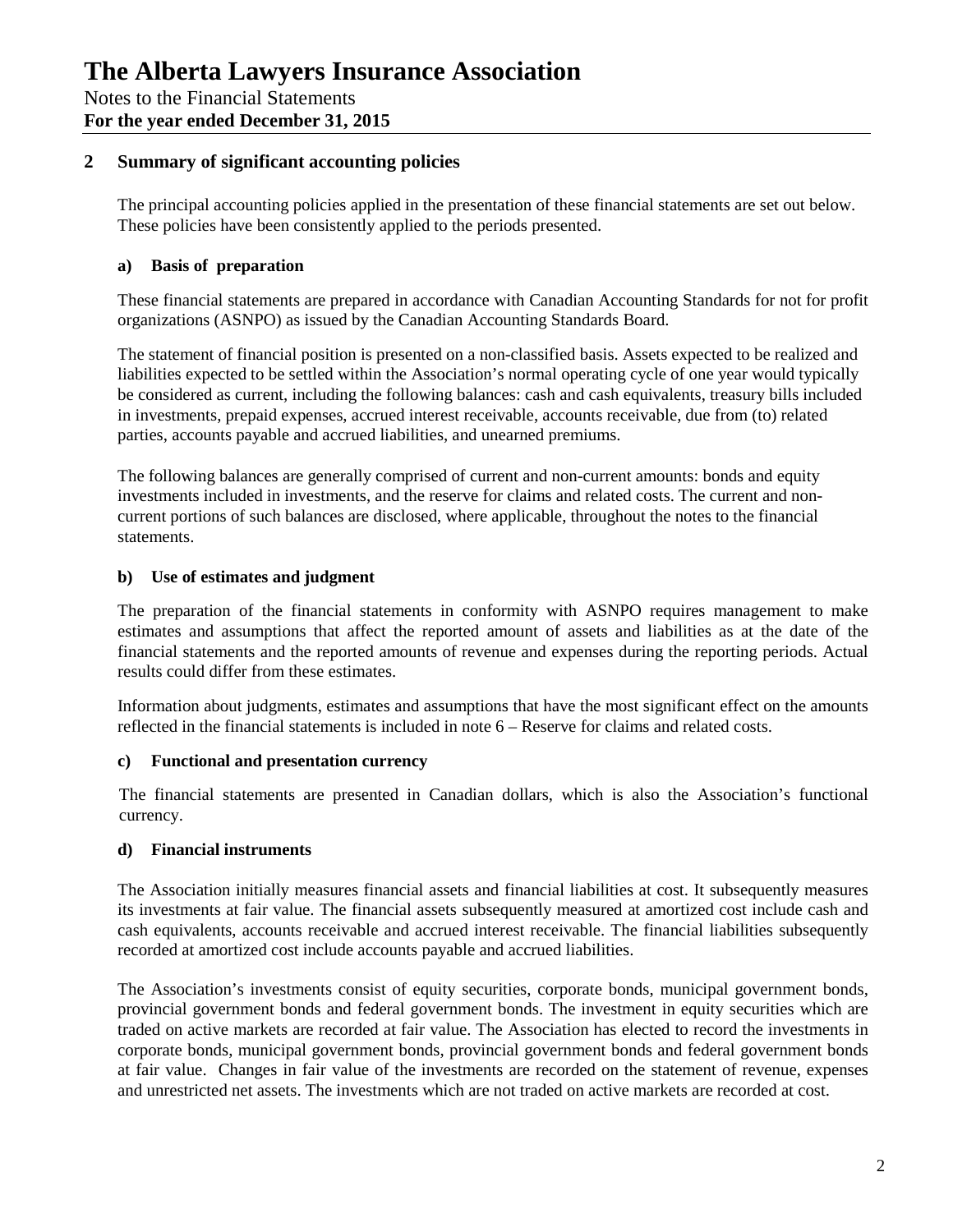# The Alberta Lawyers Insurance Association

Notes to the Financial Statements
**For the year ended December 31, 2015**

## 2 Summary of significant accounting policies

The principal accounting policies applied in the presentation of these financial statements are set out below. These policies have been consistently applied to the periods presented.

### a) Basis of preparation

These financial statements are prepared in accordance with Canadian Accounting Standards for not for profit organizations (ASNPO) as issued by the Canadian Accounting Standards Board.

The statement of financial position is presented on a non-classified basis. Assets expected to be realized and liabilities expected to be settled within the Association's normal operating cycle of one year would typically be considered as current, including the following balances: cash and cash equivalents, treasury bills included in investments, prepaid expenses, accrued interest receivable, accounts receivable, due from (to) related parties, accounts payable and accrued liabilities, and unearned premiums.

The following balances are generally comprised of current and non-current amounts: bonds and equity investments included in investments, and the reserve for claims and related costs. The current and non-current portions of such balances are disclosed, where applicable, throughout the notes to the financial statements.

### b) Use of estimates and judgment

The preparation of the financial statements in conformity with ASNPO requires management to make estimates and assumptions that affect the reported amount of assets and liabilities as at the date of the financial statements and the reported amounts of revenue and expenses during the reporting periods. Actual results could differ from these estimates.

Information about judgments, estimates and assumptions that have the most significant effect on the amounts reflected in the financial statements is included in note 6 – Reserve for claims and related costs.

### c) Functional and presentation currency

The financial statements are presented in Canadian dollars, which is also the Association's functional currency.

### d) Financial instruments

The Association initially measures financial assets and financial liabilities at cost. It subsequently measures its investments at fair value. The financial assets subsequently measured at amortized cost include cash and cash equivalents, accounts receivable and accrued interest receivable. The financial liabilities subsequently recorded at amortized cost include accounts payable and accrued liabilities.

The Association's investments consist of equity securities, corporate bonds, municipal government bonds, provincial government bonds and federal government bonds. The investment in equity securities which are traded on active markets are recorded at fair value. The Association has elected to record the investments in corporate bonds, municipal government bonds, provincial government bonds and federal government bonds at fair value. Changes in fair value of the investments are recorded on the statement of revenue, expenses and unrestricted net assets. The investments which are not traded on active markets are recorded at cost.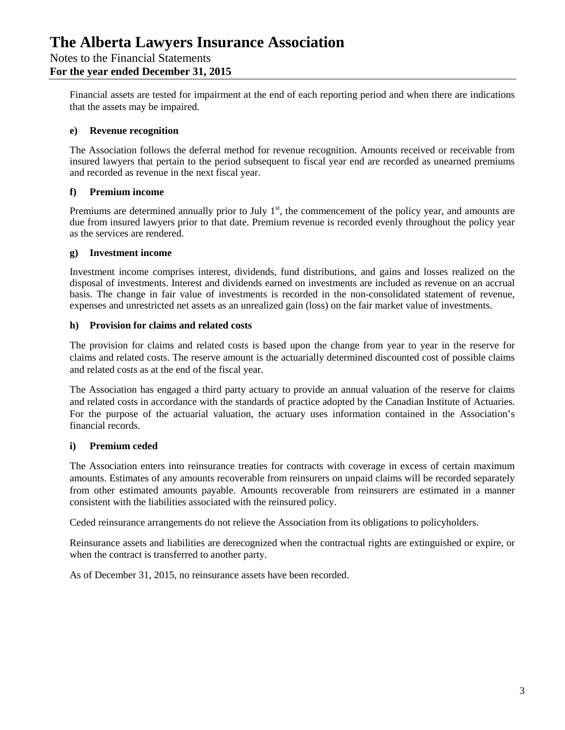Financial assets are tested for impairment at the end of each reporting period and when there are indications that the assets may be impaired.

**e) Revenue recognition**

The Association follows the deferral method for revenue recognition. Amounts received or receivable from insured lawyers that pertain to the period subsequent to fiscal year end are recorded as unearned premiums and recorded as revenue in the next fiscal year.

**f) Premium income**

Premiums are determined annually prior to July 1st, the commencement of the policy year, and amounts are due from insured lawyers prior to that date. Premium revenue is recorded evenly throughout the policy year as the services are rendered.

**g) Investment income**

Investment income comprises interest, dividends, fund distributions, and gains and losses realized on the disposal of investments. Interest and dividends earned on investments are included as revenue on an accrual basis. The change in fair value of investments is recorded in the non-consolidated statement of revenue, expenses and unrestricted net assets as an unrealized gain (loss) on the fair market value of investments.

**h) Provision for claims and related costs**

The provision for claims and related costs is based upon the change from year to year in the reserve for claims and related costs. The reserve amount is the actuarially determined discounted cost of possible claims and related costs as at the end of the fiscal year.

The Association has engaged a third party actuary to provide an annual valuation of the reserve for claims and related costs in accordance with the standards of practice adopted by the Canadian Institute of Actuaries. For the purpose of the actuarial valuation, the actuary uses information contained in the Association's financial records.

**i) Premium ceded**

The Association enters into reinsurance treaties for contracts with coverage in excess of certain maximum amounts. Estimates of any amounts recoverable from reinsurers on unpaid claims will be recorded separately from other estimated amounts payable. Amounts recoverable from reinsurers are estimated in a manner consistent with the liabilities associated with the reinsured policy.

Ceded reinsurance arrangements do not relieve the Association from its obligations to policyholders.

Reinsurance assets and liabilities are derecognized when the contractual rights are extinguished or expire, or when the contract is transferred to another party.

As of December 31, 2015, no reinsurance assets have been recorded.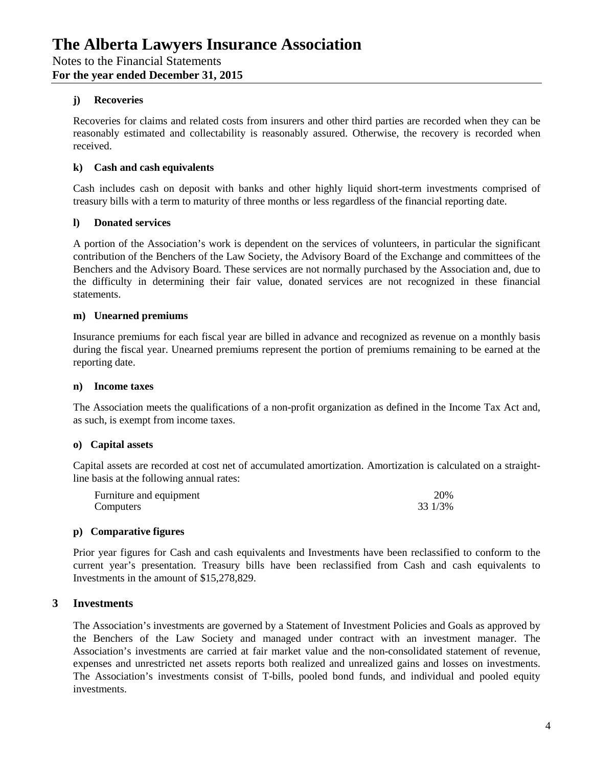#### j) Recoveries

Recoveries for claims and related costs from insurers and other third parties are recorded when they can be reasonably estimated and collectability is reasonably assured. Otherwise, the recovery is recorded when received.

#### k) Cash and cash equivalents

Cash includes cash on deposit with banks and other highly liquid short-term investments comprised of treasury bills with a term to maturity of three months or less regardless of the financial reporting date.

#### l) Donated services

A portion of the Association's work is dependent on the services of volunteers, in particular the significant contribution of the Benchers of the Law Society, the Advisory Board of the Exchange and committees of the Benchers and the Advisory Board. These services are not normally purchased by the Association and, due to the difficulty in determining their fair value, donated services are not recognized in these financial statements.

#### m) Unearned premiums

Insurance premiums for each fiscal year are billed in advance and recognized as revenue on a monthly basis during the fiscal year. Unearned premiums represent the portion of premiums remaining to be earned at the reporting date.

#### n) Income taxes

The Association meets the qualifications of a non-profit organization as defined in the Income Tax Act and, as such, is exempt from income taxes.

#### o) Capital assets

Capital assets are recorded at cost net of accumulated amortization. Amortization is calculated on a straight-line basis at the following annual rates:

| | |
|---|---|
| Furniture and equipment | 20% |
| Computers | 33 1/3% |

#### p) Comparative figures

Prior year figures for Cash and cash equivalents and Investments have been reclassified to conform to the current year's presentation. Treasury bills have been reclassified from Cash and cash equivalents to Investments in the amount of $15,278,829.

## 3 Investments

The Association's investments are governed by a Statement of Investment Policies and Goals as approved by the Benchers of the Law Society and managed under contract with an investment manager. The Association's investments are carried at fair market value and the non-consolidated statement of revenue, expenses and unrestricted net assets reports both realized and unrealized gains and losses on investments. The Association's investments consist of T-bills, pooled bond funds, and individual and pooled equity investments.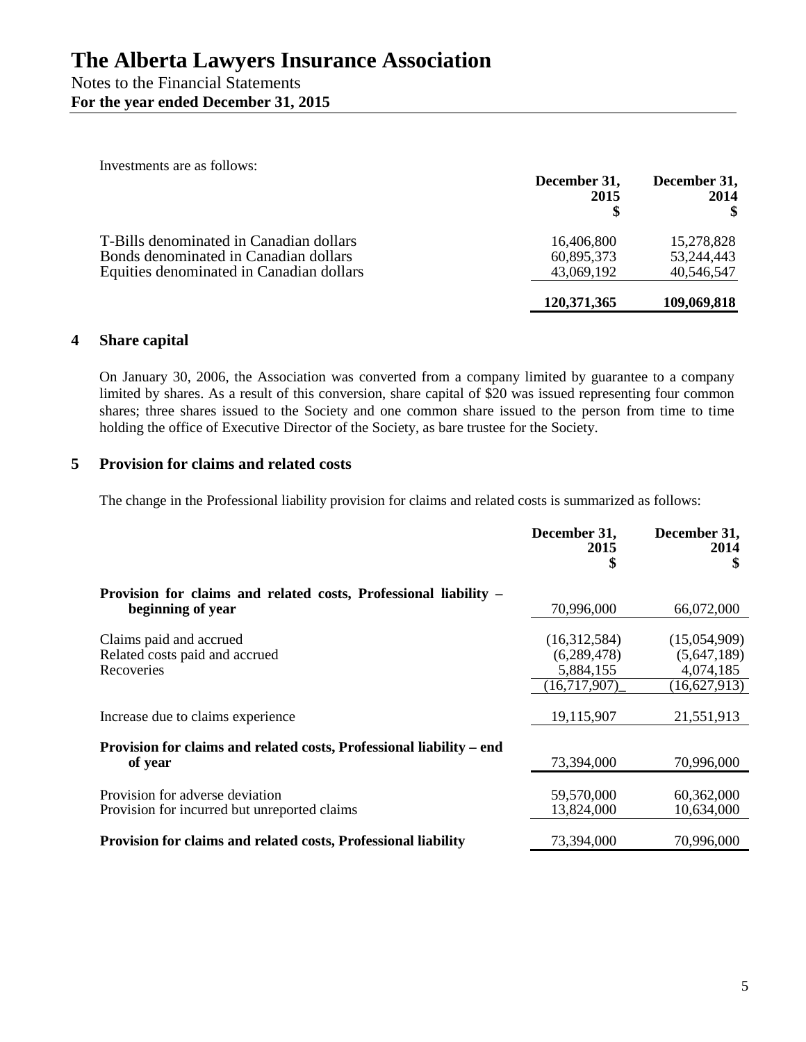Investments are as follows:

| | December 31, 2015 $ | December 31, 2014 $ |
|---|---|---|
| T-Bills denominated in Canadian dollars | 16,406,800 | 15,278,828 |
| Bonds denominated in Canadian dollars | 60,895,373 | 53,244,443 |
| Equities denominated in Canadian dollars | 43,069,192 | 40,546,547 |
| | **120,371,365** | **109,069,818** |

## 4 Share capital

On January 30, 2006, the Association was converted from a company limited by guarantee to a company limited by shares. As a result of this conversion, share capital of $20 was issued representing four common shares; three shares issued to the Society and one common share issued to the person from time to time holding the office of Executive Director of the Society, as bare trustee for the Society.

## 5 Provision for claims and related costs

The change in the Professional liability provision for claims and related costs is summarized as follows:

| | December 31, 2015 $ | December 31, 2014 $ |
|---|---|---|
| **Provision for claims and related costs, Professional liability – beginning of year** | 70,996,000 | 66,072,000 |
| Claims paid and accrued | (16,312,584) | (15,054,909) |
| Related costs paid and accrued | (6,289,478) | (5,647,189) |
| Recoveries | 5,884,155 | 4,074,185 |
| | (16,717,907) | (16,627,913) |
| Increase due to claims experience | 19,115,907 | 21,551,913 |
| **Provision for claims and related costs, Professional liability – end of year** | 73,394,000 | 70,996,000 |
| Provision for adverse deviation | 59,570,000 | 60,362,000 |
| Provision for incurred but unreported claims | 13,824,000 | 10,634,000 |
| **Provision for claims and related costs, Professional liability** | 73,394,000 | 70,996,000 |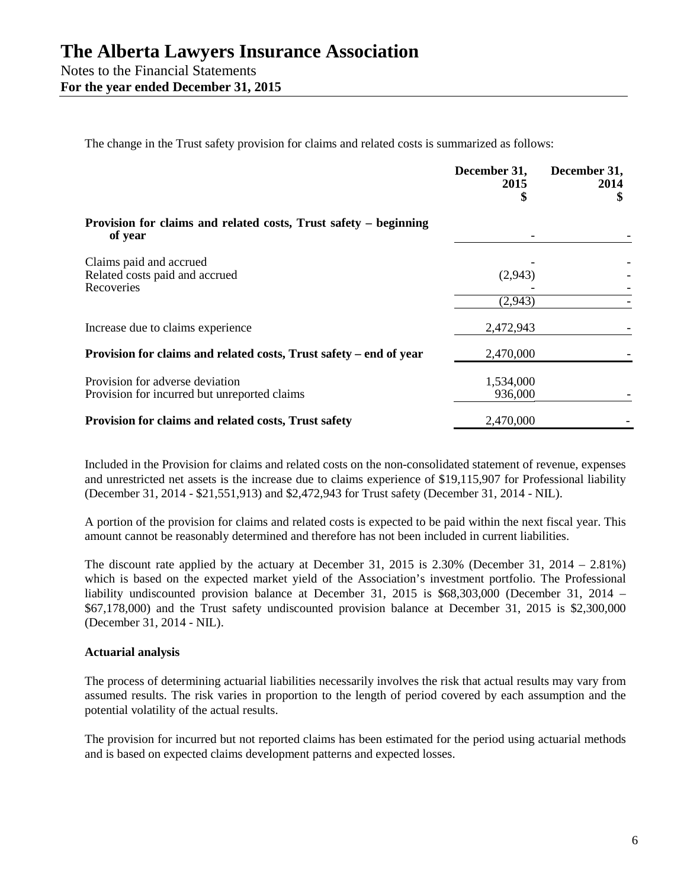# The Alberta Lawyers Insurance Association

Notes to the Financial Statements

**For the year ended December 31, 2015**

The change in the Trust safety provision for claims and related costs is summarized as follows:

| | December 31, 2015 $ | December 31, 2014 $ |
|---|---|---|
| **Provision for claims and related costs, Trust safety – beginning of year** | - | - |
| Claims paid and accrued | - | - |
| Related costs paid and accrued | (2,943) | - |
| Recoveries | - | - |
| | (2,943) | - |
| Increase due to claims experience | 2,472,943 | - |
| **Provision for claims and related costs, Trust safety – end of year** | 2,470,000 | - |
| Provision for adverse deviation | 1,534,000 | |
| Provision for incurred but unreported claims | 936,000 | - |
| **Provision for claims and related costs, Trust safety** | 2,470,000 | - |

Included in the Provision for claims and related costs on the non-consolidated statement of revenue, expenses and unrestricted net assets is the increase due to claims experience of $19,115,907 for Professional liability (December 31, 2014 - $21,551,913) and $2,472,943 for Trust safety (December 31, 2014 - NIL).

A portion of the provision for claims and related costs is expected to be paid within the next fiscal year. This amount cannot be reasonably determined and therefore has not been included in current liabilities.

The discount rate applied by the actuary at December 31, 2015 is 2.30% (December 31, 2014 – 2.81%) which is based on the expected market yield of the Association's investment portfolio. The Professional liability undiscounted provision balance at December 31, 2015 is $68,303,000 (December 31, 2014 – $67,178,000) and the Trust safety undiscounted provision balance at December 31, 2015 is $2,300,000 (December 31, 2014 - NIL).

**Actuarial analysis**

The process of determining actuarial liabilities necessarily involves the risk that actual results may vary from assumed results. The risk varies in proportion to the length of period covered by each assumption and the potential volatility of the actual results.

The provision for incurred but not reported claims has been estimated for the period using actuarial methods and is based on expected claims development patterns and expected losses.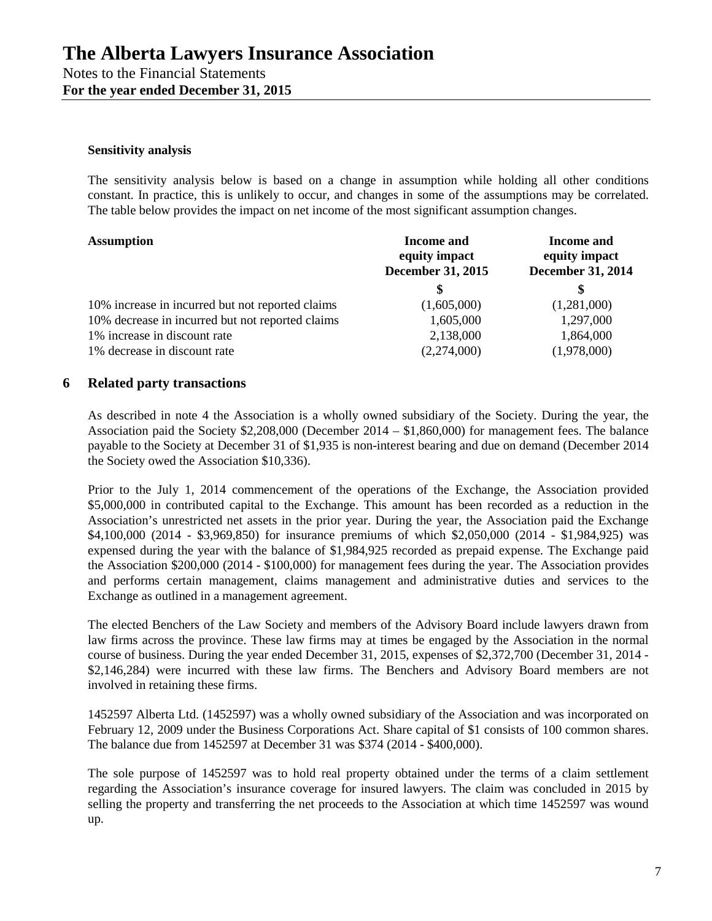#### Sensitivity analysis

The sensitivity analysis below is based on a change in assumption while holding all other conditions constant. In practice, this is unlikely to occur, and changes in some of the assumptions may be correlated. The table below provides the impact on net income of the most significant assumption changes.

| Assumption | Income and equity impact December 31, 2015 | Income and equity impact December 31, 2014 |
|---|---|---|
| | $ | $ |
| 10% increase in incurred but not reported claims | (1,605,000) | (1,281,000) |
| 10% decrease in incurred but not reported claims | 1,605,000 | 1,297,000 |
| 1% increase in discount rate | 2,138,000 | 1,864,000 |
| 1% decrease in discount rate | (2,274,000) | (1,978,000) |

## 6 Related party transactions

As described in note 4 the Association is a wholly owned subsidiary of the Society. During the year, the Association paid the Society $2,208,000 (December 2014 – $1,860,000) for management fees. The balance payable to the Society at December 31 of $1,935 is non-interest bearing and due on demand (December 2014 the Society owed the Association $10,336).

Prior to the July 1, 2014 commencement of the operations of the Exchange, the Association provided $5,000,000 in contributed capital to the Exchange. This amount has been recorded as a reduction in the Association's unrestricted net assets in the prior year. During the year, the Association paid the Exchange $4,100,000 (2014 - $3,969,850) for insurance premiums of which $2,050,000 (2014 - $1,984,925) was expensed during the year with the balance of $1,984,925 recorded as prepaid expense. The Exchange paid the Association $200,000 (2014 - $100,000) for management fees during the year. The Association provides and performs certain management, claims management and administrative duties and services to the Exchange as outlined in a management agreement.

The elected Benchers of the Law Society and members of the Advisory Board include lawyers drawn from law firms across the province. These law firms may at times be engaged by the Association in the normal course of business. During the year ended December 31, 2015, expenses of $2,372,700 (December 31, 2014 - $2,146,284) were incurred with these law firms. The Benchers and Advisory Board members are not involved in retaining these firms.

1452597 Alberta Ltd. (1452597) was a wholly owned subsidiary of the Association and was incorporated on February 12, 2009 under the Business Corporations Act. Share capital of $1 consists of 100 common shares. The balance due from 1452597 at December 31 was $374 (2014 - $400,000).

The sole purpose of 1452597 was to hold real property obtained under the terms of a claim settlement regarding the Association's insurance coverage for insured lawyers. The claim was concluded in 2015 by selling the property and transferring the net proceeds to the Association at which time 1452597 was wound up.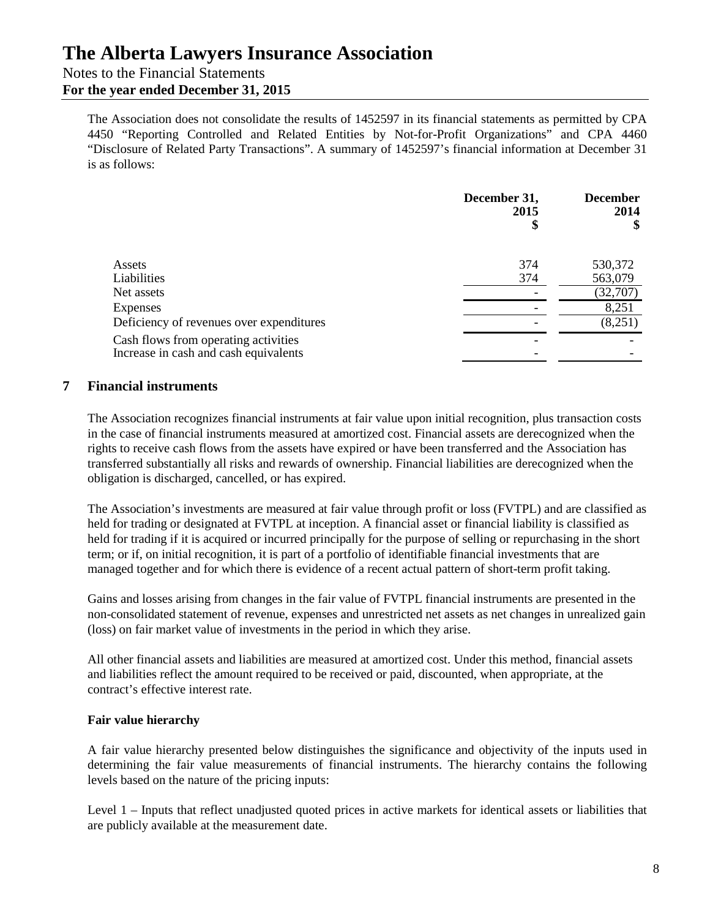The Association does not consolidate the results of 1452597 in its financial statements as permitted by CPA 4450 "Reporting Controlled and Related Entities by Not-for-Profit Organizations" and CPA 4460 "Disclosure of Related Party Transactions". A summary of 1452597's financial information at December 31 is as follows:

| | December 31, 2015 $ | December 2014 $ |
|---|---|---|
| Assets | 374 | 530,372 |
| Liabilities | 374 | 563,079 |
| Net assets | - | (32,707) |
| Expenses | - | 8,251 |
| Deficiency of revenues over expenditures | - | (8,251) |
| Cash flows from operating activities | - | - |
| Increase in cash and cash equivalents | - | - |

## 7 Financial instruments

The Association recognizes financial instruments at fair value upon initial recognition, plus transaction costs in the case of financial instruments measured at amortized cost. Financial assets are derecognized when the rights to receive cash flows from the assets have expired or have been transferred and the Association has transferred substantially all risks and rewards of ownership. Financial liabilities are derecognized when the obligation is discharged, cancelled, or has expired.

The Association's investments are measured at fair value through profit or loss (FVTPL) and are classified as held for trading or designated at FVTPL at inception. A financial asset or financial liability is classified as held for trading if it is acquired or incurred principally for the purpose of selling or repurchasing in the short term; or if, on initial recognition, it is part of a portfolio of identifiable financial investments that are managed together and for which there is evidence of a recent actual pattern of short-term profit taking.

Gains and losses arising from changes in the fair value of FVTPL financial instruments are presented in the non-consolidated statement of revenue, expenses and unrestricted net assets as net changes in unrealized gain (loss) on fair market value of investments in the period in which they arise.

All other financial assets and liabilities are measured at amortized cost. Under this method, financial assets and liabilities reflect the amount required to be received or paid, discounted, when appropriate, at the contract's effective interest rate.

**Fair value hierarchy**

A fair value hierarchy presented below distinguishes the significance and objectivity of the inputs used in determining the fair value measurements of financial instruments. The hierarchy contains the following levels based on the nature of the pricing inputs:

Level 1 – Inputs that reflect unadjusted quoted prices in active markets for identical assets or liabilities that are publicly available at the measurement date.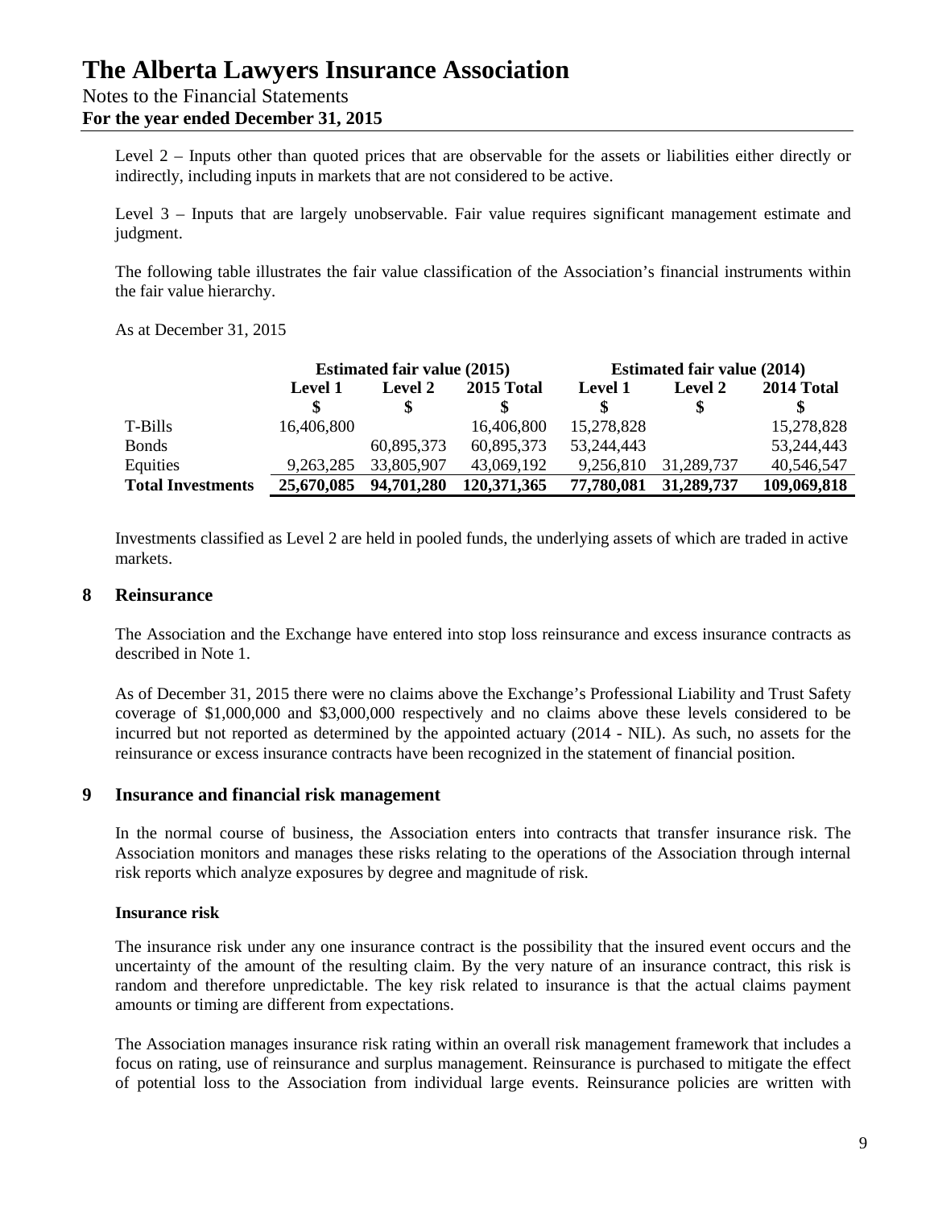Level 2 – Inputs other than quoted prices that are observable for the assets or liabilities either directly or indirectly, including inputs in markets that are not considered to be active.

Level 3 – Inputs that are largely unobservable. Fair value requires significant management estimate and judgment.

The following table illustrates the fair value classification of the Association's financial instruments within the fair value hierarchy.

As at December 31, 2015

| | Estimated fair value (2015) | | | Estimated fair value (2014) | | |
|---|---|---|---|---|---|---|
| | Level 1 | Level 2 | 2015 Total | Level 1 | Level 2 | 2014 Total |
| | $ | $ | $ | $ | $ | $ |
| T-Bills | 16,406,800 | | 16,406,800 | 15,278,828 | | 15,278,828 |
| Bonds | | 60,895,373 | 60,895,373 | 53,244,443 | | 53,244,443 |
| Equities | 9,263,285 | 33,805,907 | 43,069,192 | 9,256,810 | 31,289,737 | 40,546,547 |
| **Total Investments** | **25,670,085** | **94,701,280** | **120,371,365** | **77,780,081** | **31,289,737** | **109,069,818** |

Investments classified as Level 2 are held in pooled funds, the underlying assets of which are traded in active markets.

## 8 Reinsurance

The Association and the Exchange have entered into stop loss reinsurance and excess insurance contracts as described in Note 1.

As of December 31, 2015 there were no claims above the Exchange's Professional Liability and Trust Safety coverage of $1,000,000 and $3,000,000 respectively and no claims above these levels considered to be incurred but not reported as determined by the appointed actuary (2014 - NIL). As such, no assets for the reinsurance or excess insurance contracts have been recognized in the statement of financial position.

## 9 Insurance and financial risk management

In the normal course of business, the Association enters into contracts that transfer insurance risk. The Association monitors and manages these risks relating to the operations of the Association through internal risk reports which analyze exposures by degree and magnitude of risk.

**Insurance risk**

The insurance risk under any one insurance contract is the possibility that the insured event occurs and the uncertainty of the amount of the resulting claim. By the very nature of an insurance contract, this risk is random and therefore unpredictable. The key risk related to insurance is that the actual claims payment amounts or timing are different from expectations.

The Association manages insurance risk rating within an overall risk management framework that includes a focus on rating, use of reinsurance and surplus management. Reinsurance is purchased to mitigate the effect of potential loss to the Association from individual large events. Reinsurance policies are written with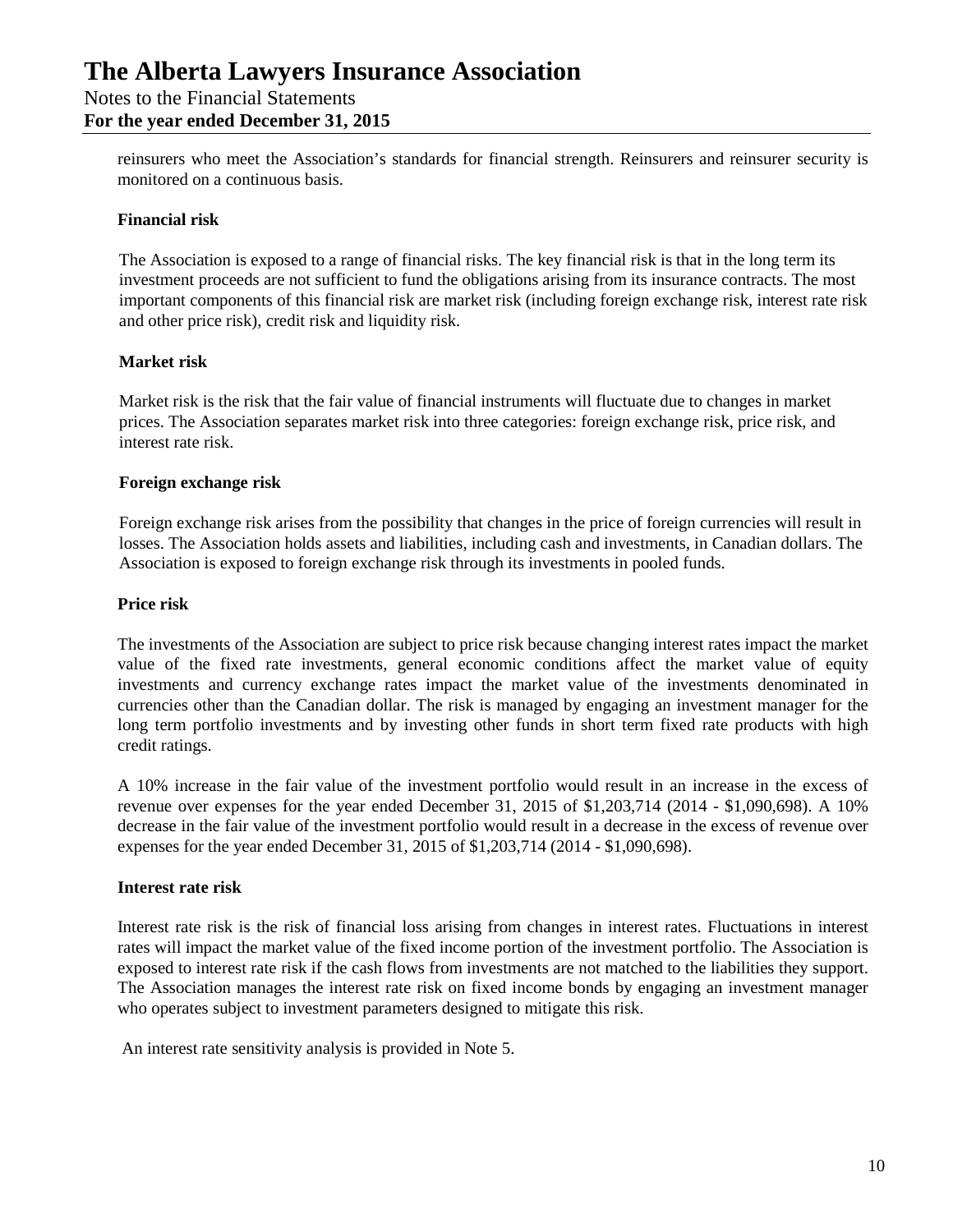reinsurers who meet the Association's standards for financial strength. Reinsurers and reinsurer security is monitored on a continuous basis.

**Financial risk**

The Association is exposed to a range of financial risks. The key financial risk is that in the long term its investment proceeds are not sufficient to fund the obligations arising from its insurance contracts. The most important components of this financial risk are market risk (including foreign exchange risk, interest rate risk and other price risk), credit risk and liquidity risk.

**Market risk**

Market risk is the risk that the fair value of financial instruments will fluctuate due to changes in market prices. The Association separates market risk into three categories: foreign exchange risk, price risk, and interest rate risk.

**Foreign exchange risk**

Foreign exchange risk arises from the possibility that changes in the price of foreign currencies will result in losses. The Association holds assets and liabilities, including cash and investments, in Canadian dollars. The Association is exposed to foreign exchange risk through its investments in pooled funds.

**Price risk**

The investments of the Association are subject to price risk because changing interest rates impact the market value of the fixed rate investments, general economic conditions affect the market value of equity investments and currency exchange rates impact the market value of the investments denominated in currencies other than the Canadian dollar. The risk is managed by engaging an investment manager for the long term portfolio investments and by investing other funds in short term fixed rate products with high credit ratings.

A 10% increase in the fair value of the investment portfolio would result in an increase in the excess of revenue over expenses for the year ended December 31, 2015 of $1,203,714 (2014 - $1,090,698). A 10% decrease in the fair value of the investment portfolio would result in a decrease in the excess of revenue over expenses for the year ended December 31, 2015 of $1,203,714 (2014 - $1,090,698).

**Interest rate risk**

Interest rate risk is the risk of financial loss arising from changes in interest rates. Fluctuations in interest rates will impact the market value of the fixed income portion of the investment portfolio. The Association is exposed to interest rate risk if the cash flows from investments are not matched to the liabilities they support. The Association manages the interest rate risk on fixed income bonds by engaging an investment manager who operates subject to investment parameters designed to mitigate this risk.

An interest rate sensitivity analysis is provided in Note 5.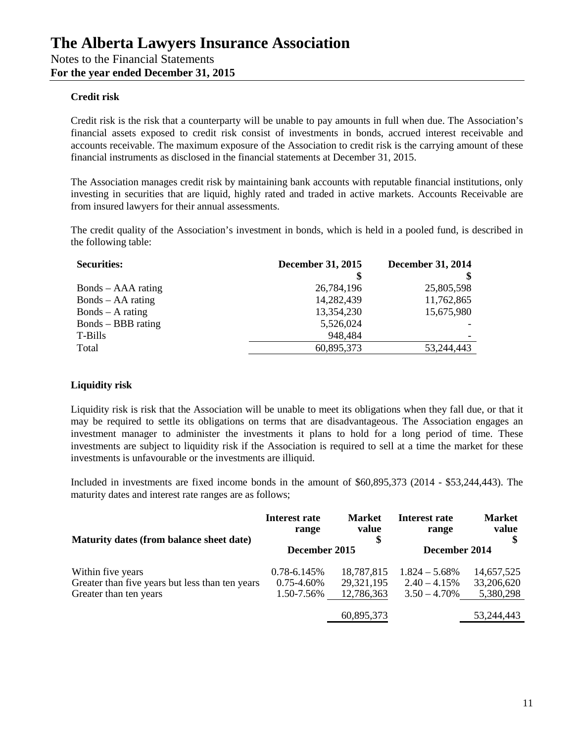# The Alberta Lawyers Insurance Association

Notes to the Financial Statements
**For the year ended December 31, 2015**

**Credit risk**

Credit risk is the risk that a counterparty will be unable to pay amounts in full when due. The Association's financial assets exposed to credit risk consist of investments in bonds, accrued interest receivable and accounts receivable. The maximum exposure of the Association to credit risk is the carrying amount of these financial instruments as disclosed in the financial statements at December 31, 2015.

The Association manages credit risk by maintaining bank accounts with reputable financial institutions, only investing in securities that are liquid, highly rated and traded in active markets. Accounts Receivable are from insured lawyers for their annual assessments.

The credit quality of the Association's investment in bonds, which is held in a pooled fund, is described in the following table:

| Securities: | December 31, 2015 $ | December 31, 2014 $ |
|---|---|---|
| Bonds – AAA rating | 26,784,196 | 25,805,598 |
| Bonds – AA rating | 14,282,439 | 11,762,865 |
| Bonds – A rating | 13,354,230 | 15,675,980 |
| Bonds – BBB rating | 5,526,024 | - |
| T-Bills | 948,484 | - |
| Total | 60,895,373 | 53,244,443 |

**Liquidity risk**

Liquidity risk is risk that the Association will be unable to meet its obligations when they fall due, or that it may be required to settle its obligations on terms that are disadvantageous. The Association engages an investment manager to administer the investments it plans to hold for a long period of time. These investments are subject to liquidity risk if the Association is required to sell at a time the market for these investments is unfavourable or the investments are illiquid.

Included in investments are fixed income bonds in the amount of $60,895,373 (2014 - $53,244,443). The maturity dates and interest rate ranges are as follows;

| Maturity dates (from balance sheet date) | Interest rate range | Market value $ | Interest rate range | Market value $ |
|---|---|---|---|---|
| | December 2015 | | December 2014 | |
| Within five years | 0.78-6.145% | 18,787,815 | 1.824 – 5.68% | 14,657,525 |
| Greater than five years but less than ten years | 0.75-4.60% | 29,321,195 | 2.40 – 4.15% | 33,206,620 |
| Greater than ten years | 1.50-7.56% | 12,786,363 | 3.50 – 4.70% | 5,380,298 |
| | | 60,895,373 | | 53,244,443 |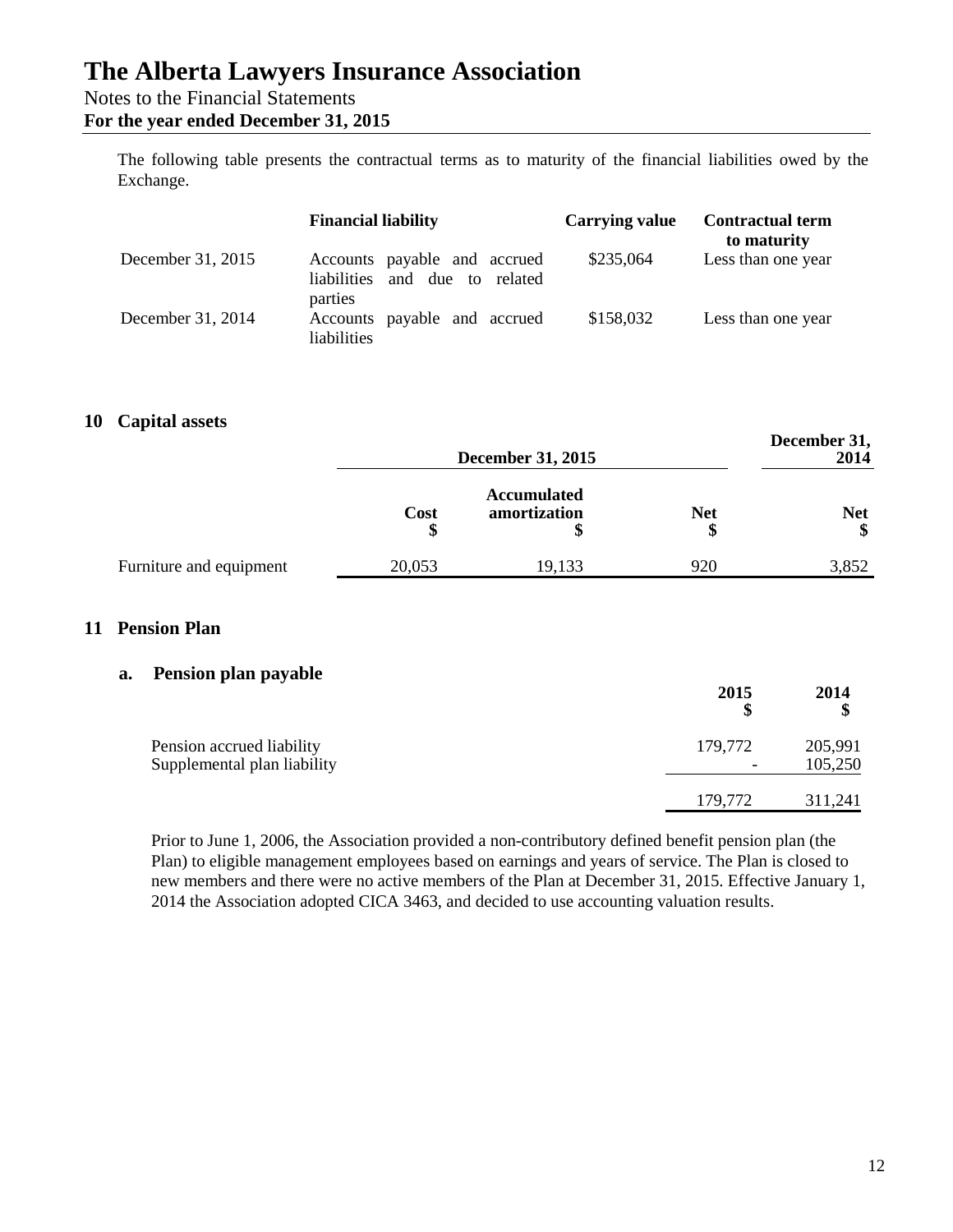The following table presents the contractual terms as to maturity of the financial liabilities owed by the Exchange.

| | Financial liability | Carrying value | Contractual term to maturity |
|---|---|---|---|
| December 31, 2015 | Accounts payable and accrued liabilities and due to related parties | $235,064 | Less than one year |
| December 31, 2014 | Accounts payable and accrued liabilities | $158,032 | Less than one year |

## 10 Capital assets

| | December 31, 2015 | | | December 31, 2014 |
|---|---|---|---|---|
| | Cost $ | Accumulated amortization $ | Net $ | Net $ |
| Furniture and equipment | 20,053 | 19,133 | 920 | 3,852 |

## 11 Pension Plan

### a. Pension plan payable

| | 2015 $ | 2014 $ |
|---|---|---|
| Pension accrued liability | 179,772 | 205,991 |
| Supplemental plan liability | - | 105,250 |
| | 179,772 | 311,241 |

Prior to June 1, 2006, the Association provided a non-contributory defined benefit pension plan (the Plan) to eligible management employees based on earnings and years of service. The Plan is closed to new members and there were no active members of the Plan at December 31, 2015. Effective January 1, 2014 the Association adopted CICA 3463, and decided to use accounting valuation results.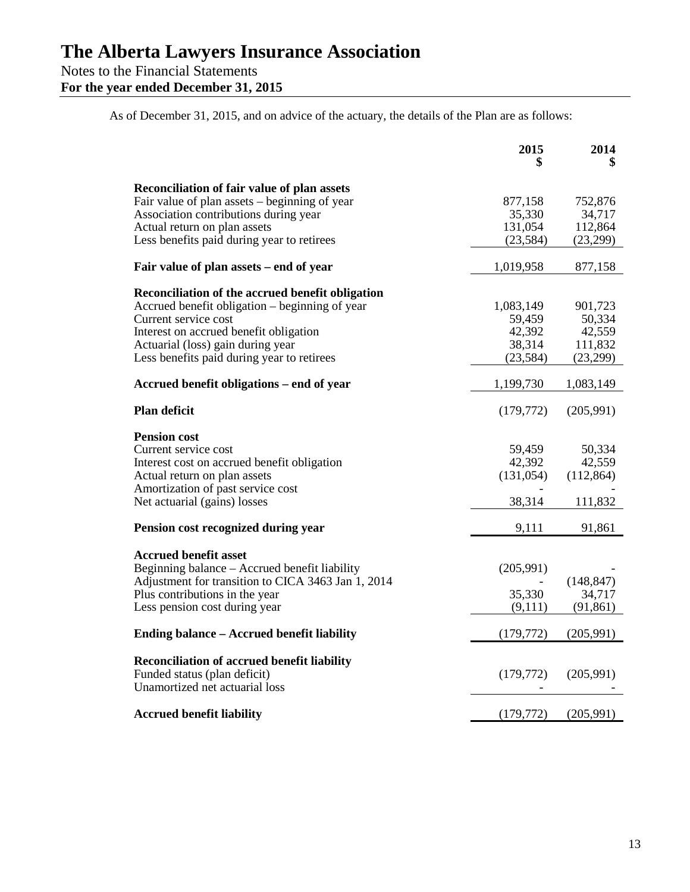# The Alberta Lawyers Insurance Association

Notes to the Financial Statements
**For the year ended December 31, 2015**

As of December 31, 2015, and on advice of the actuary, the details of the Plan are as follows:

| | 2015<br>$ | 2014<br>$ |
|---|---|---|
| **Reconciliation of fair value of plan assets** | | |
| Fair value of plan assets – beginning of year | 877,158 | 752,876 |
| Association contributions during year | 35,330 | 34,717 |
| Actual return on plan assets | 131,054 | 112,864 |
| Less benefits paid during year to retirees | (23,584) | (23,299) |
| **Fair value of plan assets – end of year** | 1,019,958 | 877,158 |
| **Reconciliation of the accrued benefit obligation** | | |
| Accrued benefit obligation – beginning of year | 1,083,149 | 901,723 |
| Current service cost | 59,459 | 50,334 |
| Interest on accrued benefit obligation | 42,392 | 42,559 |
| Actuarial (loss) gain during year | 38,314 | 111,832 |
| Less benefits paid during year to retirees | (23,584) | (23,299) |
| **Accrued benefit obligations – end of year** | 1,199,730 | 1,083,149 |
| **Plan deficit** | (179,772) | (205,991) |
| **Pension cost** | | |
| Current service cost | 59,459 | 50,334 |
| Interest cost on accrued benefit obligation | 42,392 | 42,559 |
| Actual return on plan assets | (131,054) | (112,864) |
| Amortization of past service cost | - | - |
| Net actuarial (gains) losses | 38,314 | 111,832 |
| **Pension cost recognized during year** | 9,111 | 91,861 |
| **Accrued benefit asset** | | |
| Beginning balance – Accrued benefit liability | (205,991) | - |
| Adjustment for transition to CICA 3463 Jan 1, 2014 | - | (148,847) |
| Plus contributions in the year | 35,330 | 34,717 |
| Less pension cost during year | (9,111) | (91,861) |
| **Ending balance – Accrued benefit liability** | (179,772) | (205,991) |
| **Reconciliation of accrued benefit liability** | | |
| Funded status (plan deficit) | (179,772) | (205,991) |
| Unamortized net actuarial loss | - | - |
| **Accrued benefit liability** | (179,772) | (205,991) |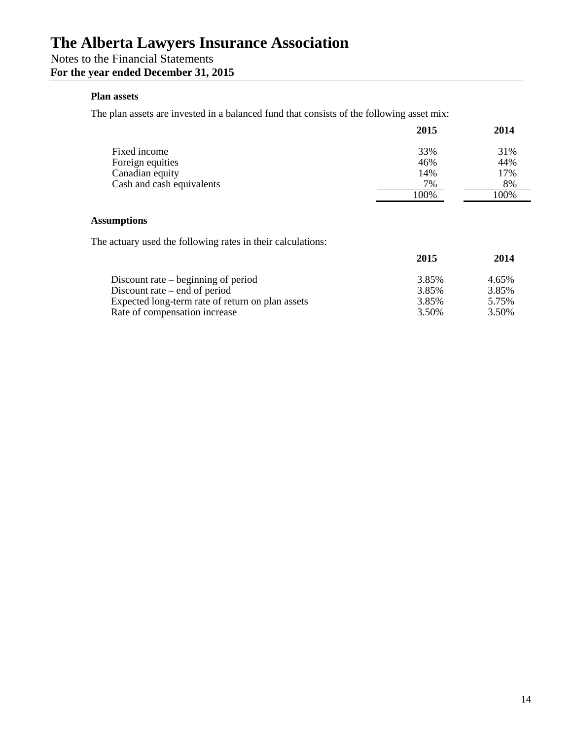# The Alberta Lawyers Insurance Association

Notes to the Financial Statements
**For the year ended December 31, 2015**

**Plan assets**

The plan assets are invested in a balanced fund that consists of the following asset mix:

| | 2015 | 2014 |
|---|---|---|
| Fixed income | 33% | 31% |
| Foreign equities | 46% | 44% |
| Canadian equity | 14% | 17% |
| Cash and cash equivalents | 7% | 8% |
| | 100% | 100% |

**Assumptions**

The actuary used the following rates in their calculations:

| | 2015 | 2014 |
|---|---|---|
| Discount rate – beginning of period | 3.85% | 4.65% |
| Discount rate – end of period | 3.85% | 3.85% |
| Expected long-term rate of return on plan assets | 3.85% | 5.75% |
| Rate of compensation increase | 3.50% | 3.50% |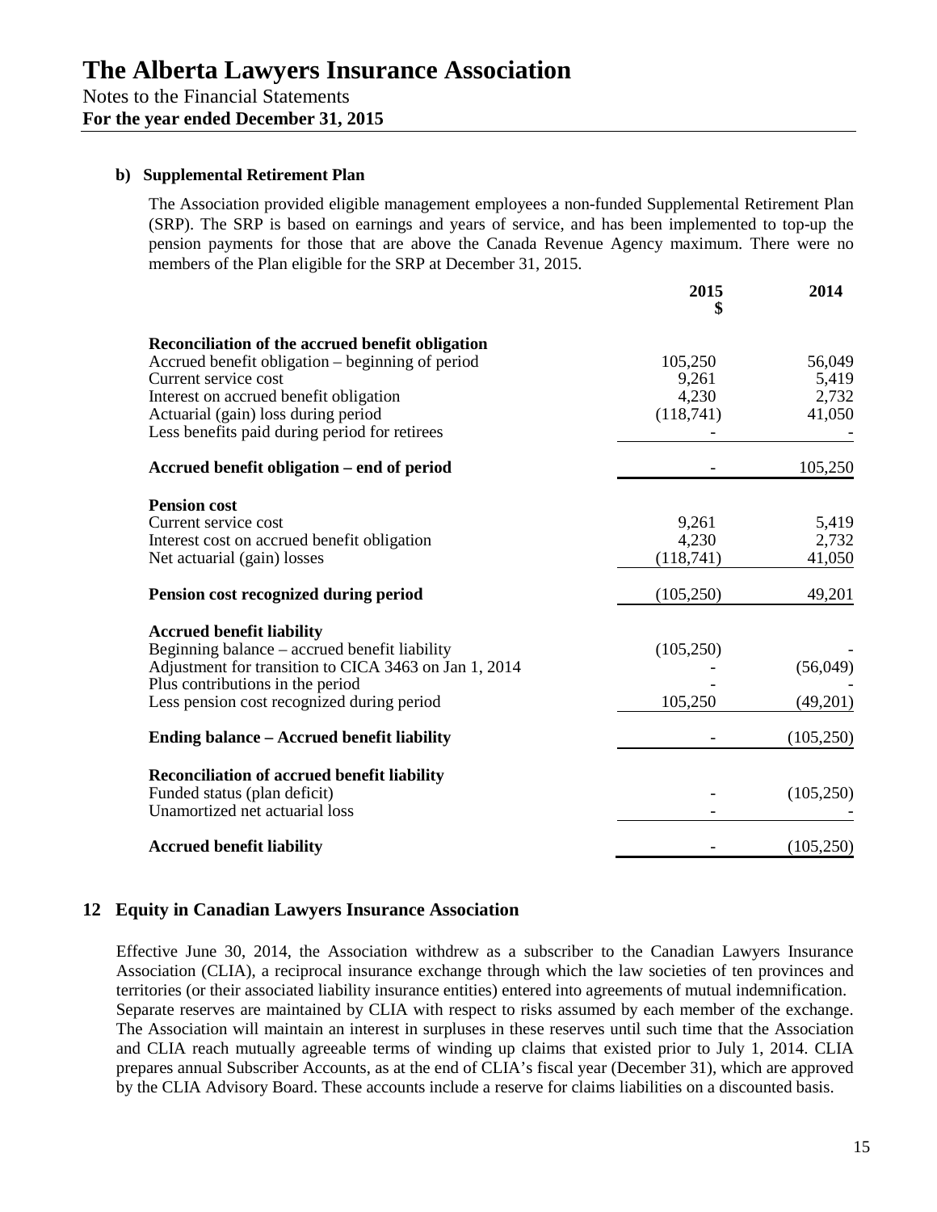# The Alberta Lawyers Insurance Association

Notes to the Financial Statements
**For the year ended December 31, 2015**

### b) Supplemental Retirement Plan

The Association provided eligible management employees a non-funded Supplemental Retirement Plan (SRP). The SRP is based on earnings and years of service, and has been implemented to top-up the pension payments for those that are above the Canada Revenue Agency maximum. There were no members of the Plan eligible for the SRP at December 31, 2015.

| | 2015 $ | 2014 |
|---|---|---|
| **Reconciliation of the accrued benefit obligation** | | |
| Accrued benefit obligation – beginning of period | 105,250 | 56,049 |
| Current service cost | 9,261 | 5,419 |
| Interest on accrued benefit obligation | 4,230 | 2,732 |
| Actuarial (gain) loss during period | (118,741) | 41,050 |
| Less benefits paid during period for retirees | - | - |
| **Accrued benefit obligation – end of period** | - | 105,250 |
| **Pension cost** | | |
| Current service cost | 9,261 | 5,419 |
| Interest cost on accrued benefit obligation | 4,230 | 2,732 |
| Net actuarial (gain) losses | (118,741) | 41,050 |
| **Pension cost recognized during period** | (105,250) | 49,201 |
| **Accrued benefit liability** | | |
| Beginning balance – accrued benefit liability | (105,250) | - |
| Adjustment for transition to CICA 3463 on Jan 1, 2014 | - | (56,049) |
| Plus contributions in the period | - | - |
| Less pension cost recognized during period | 105,250 | (49,201) |
| **Ending balance – Accrued benefit liability** | - | (105,250) |
| **Reconciliation of accrued benefit liability** | | |
| Funded status (plan deficit) | - | (105,250) |
| Unamortized net actuarial loss | - | - |
| **Accrued benefit liability** | - | (105,250) |

## 12 Equity in Canadian Lawyers Insurance Association

Effective June 30, 2014, the Association withdrew as a subscriber to the Canadian Lawyers Insurance Association (CLIA), a reciprocal insurance exchange through which the law societies of ten provinces and territories (or their associated liability insurance entities) entered into agreements of mutual indemnification. Separate reserves are maintained by CLIA with respect to risks assumed by each member of the exchange. The Association will maintain an interest in surpluses in these reserves until such time that the Association and CLIA reach mutually agreeable terms of winding up claims that existed prior to July 1, 2014. CLIA prepares annual Subscriber Accounts, as at the end of CLIA's fiscal year (December 31), which are approved by the CLIA Advisory Board. These accounts include a reserve for claims liabilities on a discounted basis.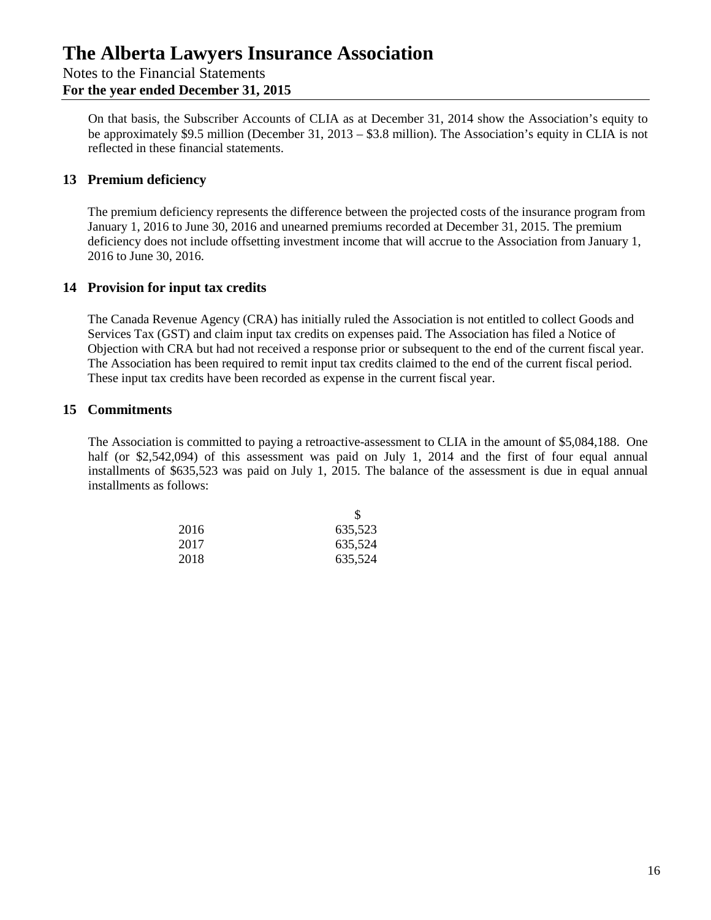On that basis, the Subscriber Accounts of CLIA as at December 31, 2014 show the Association's equity to be approximately \$9.5 million (December 31, 2013 – \$3.8 million). The Association's equity in CLIA is not reflected in these financial statements.

## 13 Premium deficiency

The premium deficiency represents the difference between the projected costs of the insurance program from January 1, 2016 to June 30, 2016 and unearned premiums recorded at December 31, 2015. The premium deficiency does not include offsetting investment income that will accrue to the Association from January 1, 2016 to June 30, 2016.

## 14 Provision for input tax credits

The Canada Revenue Agency (CRA) has initially ruled the Association is not entitled to collect Goods and Services Tax (GST) and claim input tax credits on expenses paid. The Association has filed a Notice of Objection with CRA but had not received a response prior or subsequent to the end of the current fiscal year. The Association has been required to remit input tax credits claimed to the end of the current fiscal period. These input tax credits have been recorded as expense in the current fiscal year.

## 15 Commitments

The Association is committed to paying a retroactive-assessment to CLIA in the amount of \$5,084,188. One half (or \$2,542,094) of this assessment was paid on July 1, 2014 and the first of four equal annual installments of \$635,523 was paid on July 1, 2015. The balance of the assessment is due in equal annual installments as follows:

| | $ |
|---|---|
| 2016 | 635,523 |
| 2017 | 635,524 |
| 2018 | 635,524 |